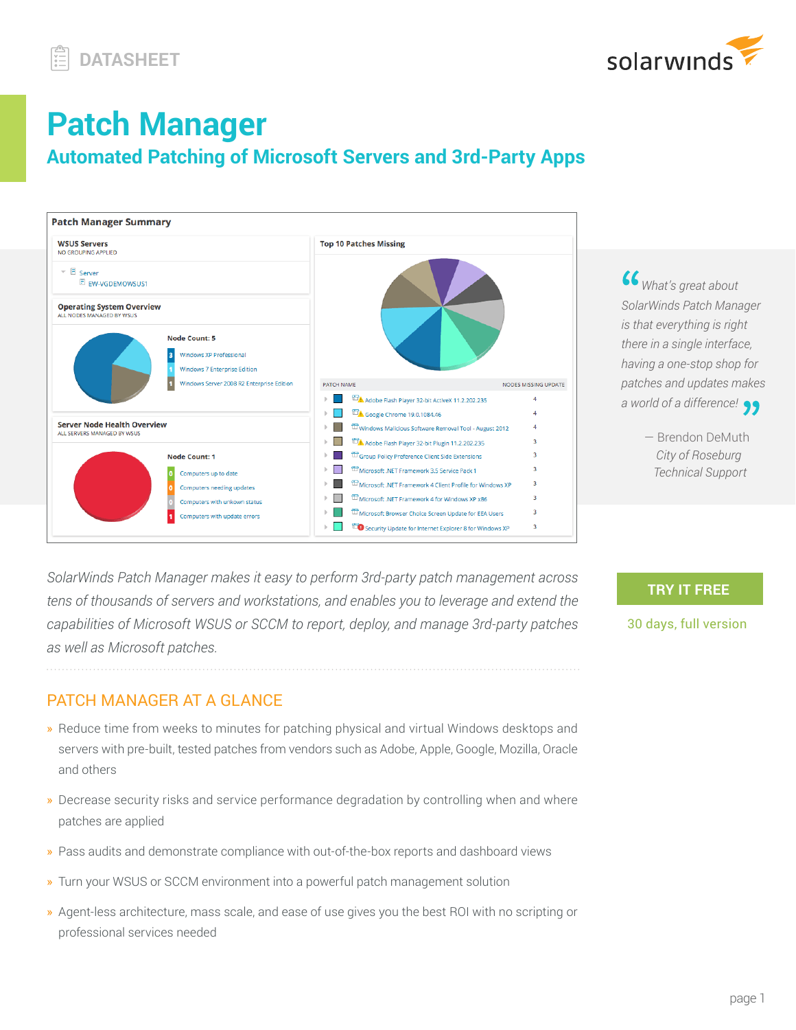DATASHEET

# Patch Manager

## Automated Patching of Microsoft Servers and 3rd-Party Apps

*"What's great about SolarWinds Patch Manager is that everything is right there in a single interface, having a one-stop shop for patches and updates makes a world of a difference!"*

— Brendon DeMuth
*City of Roseburg*
*Technical Support*

*SolarWinds Patch Manager makes it easy to perform 3rd-party patch management across tens of thousands of servers and workstations, and enables you to leverage and extend the capabilities of Microsoft WSUS or SCCM to report, deploy, and manage 3rd-party patches as well as Microsoft patches.*

**TRY IT FREE**

30 days, full version

## PATCH MANAGER AT A GLANCE

» Reduce time from weeks to minutes for patching physical and virtual Windows desktops and servers with pre-built, tested patches from vendors such as Adobe, Apple, Google, Mozilla, Oracle and others

» Decrease security risks and service performance degradation by controlling when and where patches are applied

» Pass audits and demonstrate compliance with out-of-the-box reports and dashboard views

» Turn your WSUS or SCCM environment into a powerful patch management solution

» Agent-less architecture, mass scale, and ease of use gives you the best ROI with no scripting or professional services needed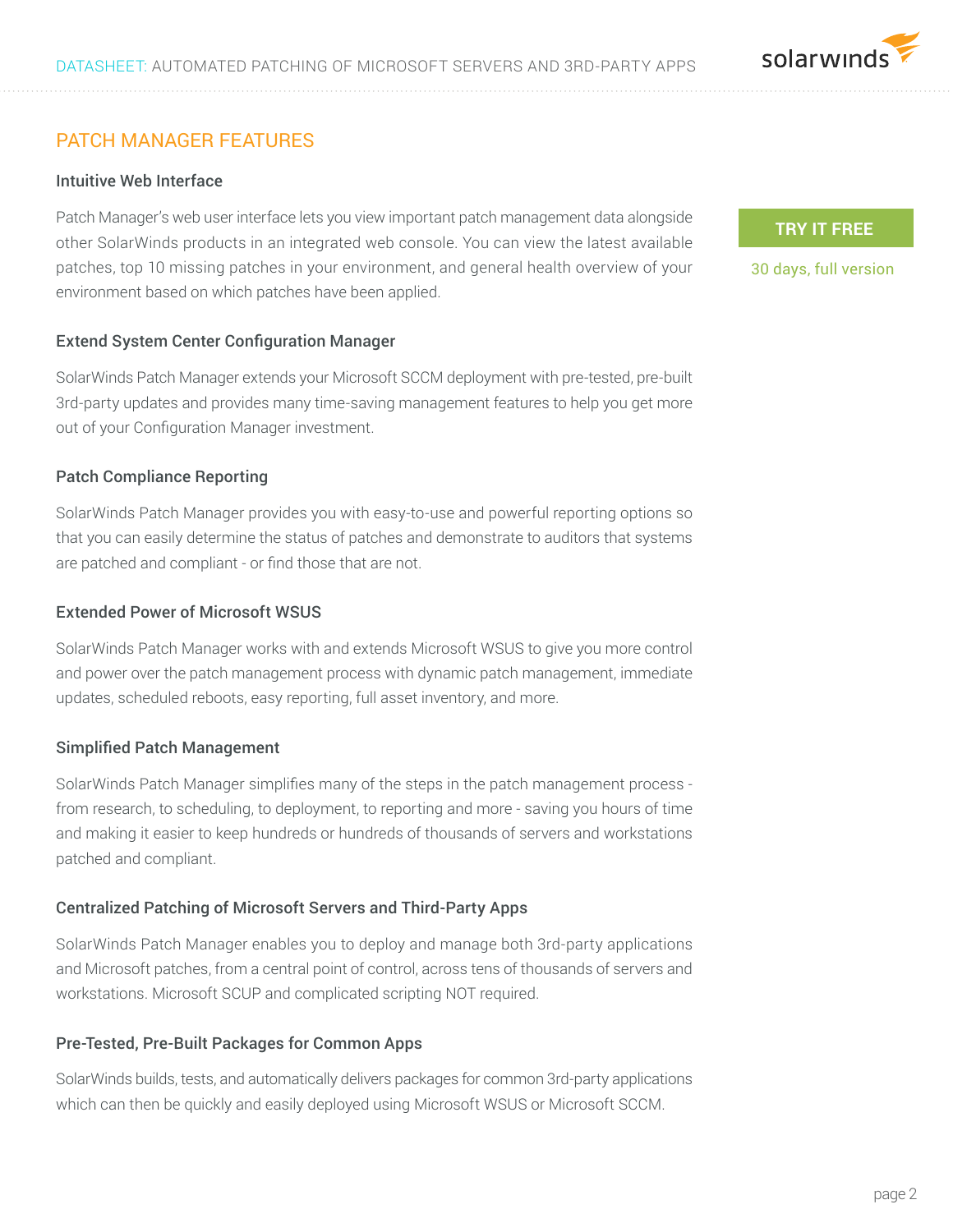## PATCH MANAGER FEATURES

### Intuitive Web Interface

Patch Manager's web user interface lets you view important patch management data alongside other SolarWinds products in an integrated web console. You can view the latest available patches, top 10 missing patches in your environment, and general health overview of your environment based on which patches have been applied.

TRY IT FREE

30 days, full version

### Extend System Center Configuration Manager

SolarWinds Patch Manager extends your Microsoft SCCM deployment with pre-tested, pre-built 3rd-party updates and provides many time-saving management features to help you get more out of your Configuration Manager investment.

### Patch Compliance Reporting

SolarWinds Patch Manager provides you with easy-to-use and powerful reporting options so that you can easily determine the status of patches and demonstrate to auditors that systems are patched and compliant - or find those that are not.

### Extended Power of Microsoft WSUS

SolarWinds Patch Manager works with and extends Microsoft WSUS to give you more control and power over the patch management process with dynamic patch management, immediate updates, scheduled reboots, easy reporting, full asset inventory, and more.

### Simplified Patch Management

SolarWinds Patch Manager simplifies many of the steps in the patch management process - from research, to scheduling, to deployment, to reporting and more - saving you hours of time and making it easier to keep hundreds or hundreds of thousands of servers and workstations patched and compliant.

### Centralized Patching of Microsoft Servers and Third-Party Apps

SolarWinds Patch Manager enables you to deploy and manage both 3rd-party applications and Microsoft patches, from a central point of control, across tens of thousands of servers and workstations. Microsoft SCUP and complicated scripting NOT required.

### Pre-Tested, Pre-Built Packages for Common Apps

SolarWinds builds, tests, and automatically delivers packages for common 3rd-party applications which can then be quickly and easily deployed using Microsoft WSUS or Microsoft SCCM.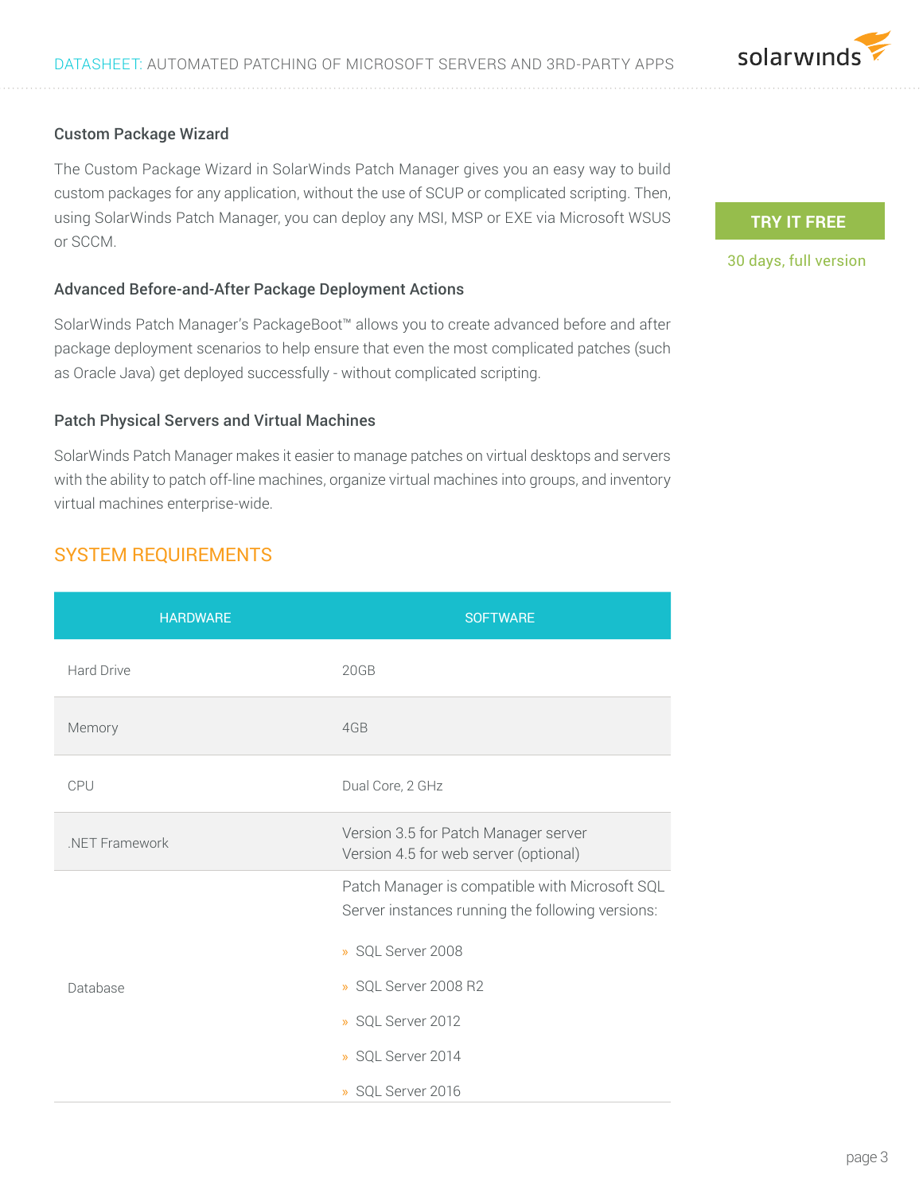### Custom Package Wizard

The Custom Package Wizard in SolarWinds Patch Manager gives you an easy way to build custom packages for any application, without the use of SCUP or complicated scripting. Then, using SolarWinds Patch Manager, you can deploy any MSI, MSP or EXE via Microsoft WSUS or SCCM.

### Advanced Before-and-After Package Deployment Actions

SolarWinds Patch Manager's PackageBoot™ allows you to create advanced before and after package deployment scenarios to help ensure that even the most complicated patches (such as Oracle Java) get deployed successfully - without complicated scripting.

### Patch Physical Servers and Virtual Machines

SolarWinds Patch Manager makes it easier to manage patches on virtual desktops and servers with the ability to patch off-line machines, organize virtual machines into groups, and inventory virtual machines enterprise-wide.

TRY IT FREE

30 days, full version

## SYSTEM REQUIREMENTS

| HARDWARE | SOFTWARE |
|---|---|
| Hard Drive | 20GB |
| Memory | 4GB |
| CPU | Dual Core, 2 GHz |
| .NET Framework | Version 3.5 for Patch Manager server<br>Version 4.5 for web server (optional) |
| Database | Patch Manager is compatible with Microsoft SQL Server instances running the following versions:<br>» SQL Server 2008<br>» SQL Server 2008 R2<br>» SQL Server 2012<br>» SQL Server 2014<br>» SQL Server 2016 |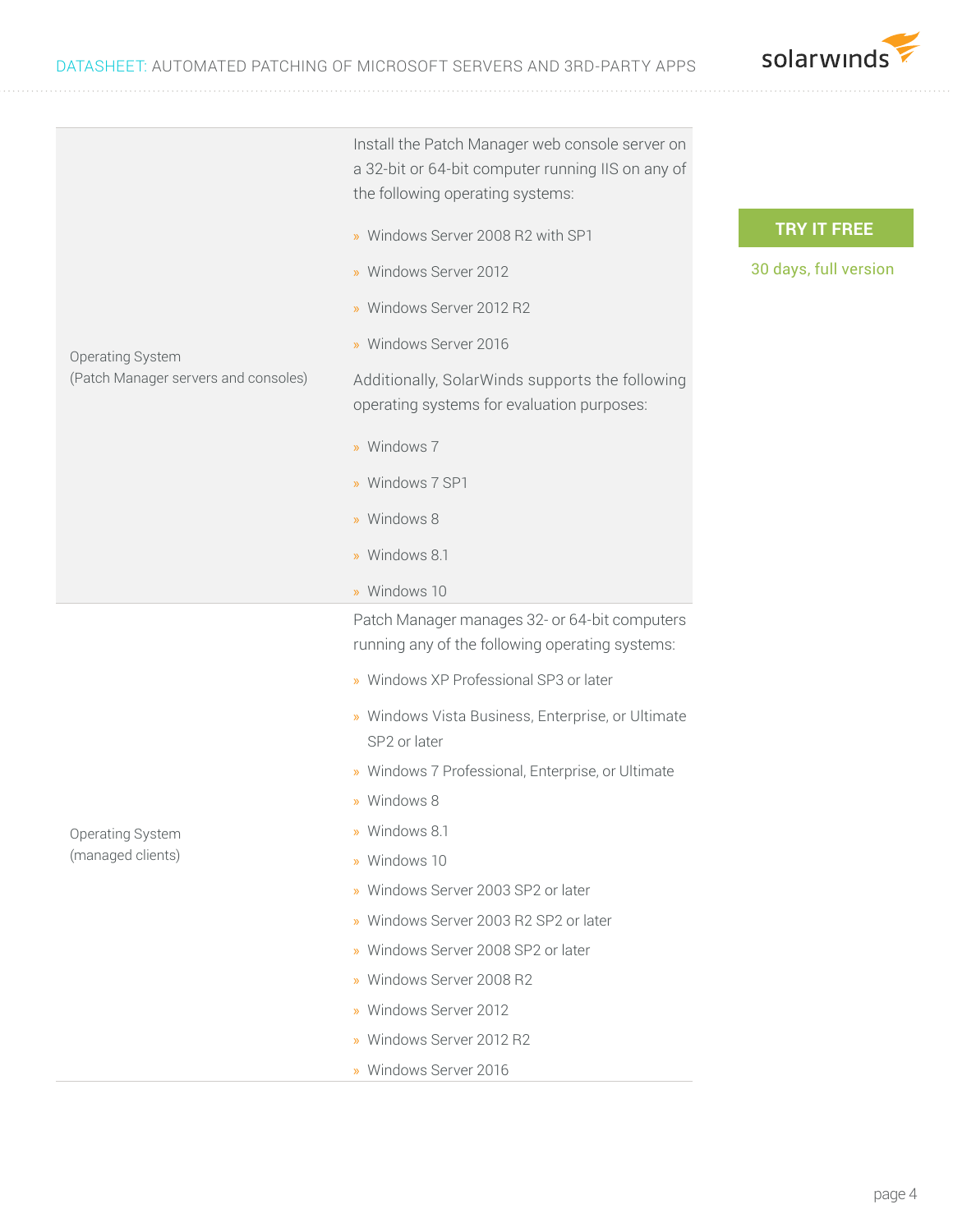| | |
|---|---|
| Operating System (Patch Manager servers and consoles) | Install the Patch Manager web console server on a 32-bit or 64-bit computer running IIS on any of the following operating systems:<br>» Windows Server 2008 R2 with SP1<br>» Windows Server 2012<br>» Windows Server 2012 R2<br>» Windows Server 2016<br>Additionally, SolarWinds supports the following operating systems for evaluation purposes:<br>» Windows 7<br>» Windows 7 SP1<br>» Windows 8<br>» Windows 8.1<br>» Windows 10 |
| Operating System (managed clients) | Patch Manager manages 32- or 64-bit computers running any of the following operating systems:<br>» Windows XP Professional SP3 or later<br>» Windows Vista Business, Enterprise, or Ultimate SP2 or later<br>» Windows 7 Professional, Enterprise, or Ultimate<br>» Windows 8<br>» Windows 8.1<br>» Windows 10<br>» Windows Server 2003 SP2 or later<br>» Windows Server 2003 R2 SP2 or later<br>» Windows Server 2008 SP2 or later<br>» Windows Server 2008 R2<br>» Windows Server 2012<br>» Windows Server 2012 R2<br>» Windows Server 2016 |

**TRY IT FREE**

30 days, full version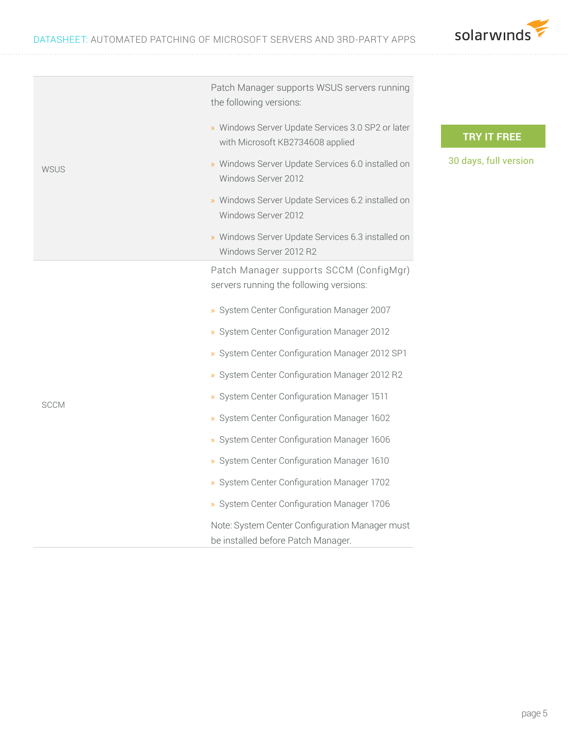| | |
|---|---|
| WSUS | Patch Manager supports WSUS servers running the following versions:<br><br>» Windows Server Update Services 3.0 SP2 or later with Microsoft KB2734608 applied<br>» Windows Server Update Services 6.0 installed on Windows Server 2012<br>» Windows Server Update Services 6.2 installed on Windows Server 2012<br>» Windows Server Update Services 6.3 installed on Windows Server 2012 R2 |
| SCCM | Patch Manager supports SCCM (ConfigMgr) servers running the following versions:<br><br>» System Center Configuration Manager 2007<br>» System Center Configuration Manager 2012<br>» System Center Configuration Manager 2012 SP1<br>» System Center Configuration Manager 2012 R2<br>» System Center Configuration Manager 1511<br>» System Center Configuration Manager 1602<br>» System Center Configuration Manager 1606<br>» System Center Configuration Manager 1610<br>» System Center Configuration Manager 1702<br>» System Center Configuration Manager 1706<br><br>Note: System Center Configuration Manager must be installed before Patch Manager. |

**TRY IT FREE**

30 days, full version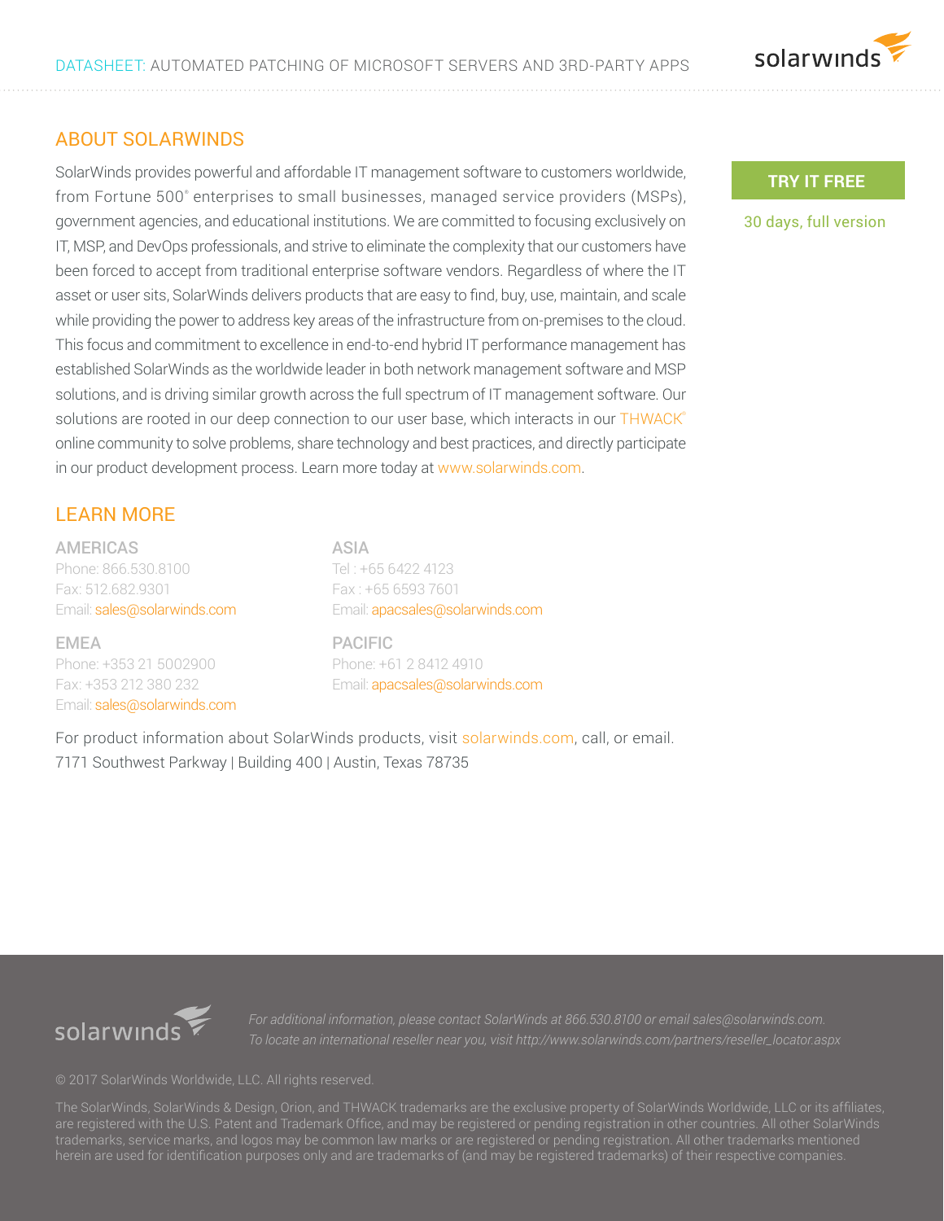## ABOUT SOLARWINDS

SolarWinds provides powerful and affordable IT management software to customers worldwide, from Fortune 500® enterprises to small businesses, managed service providers (MSPs), government agencies, and educational institutions. We are committed to focusing exclusively on IT, MSP, and DevOps professionals, and strive to eliminate the complexity that our customers have been forced to accept from traditional enterprise software vendors. Regardless of where the IT asset or user sits, SolarWinds delivers products that are easy to find, buy, use, maintain, and scale while providing the power to address key areas of the infrastructure from on-premises to the cloud. This focus and commitment to excellence in end-to-end hybrid IT performance management has established SolarWinds as the worldwide leader in both network management software and MSP solutions, and is driving similar growth across the full spectrum of IT management software. Our solutions are rooted in our deep connection to our user base, which interacts in our THWACK® online community to solve problems, share technology and best practices, and directly participate in our product development process. Learn more today at www.solarwinds.com.

**TRY IT FREE**

30 days, full version

## LEARN MORE

**AMERICAS**
Phone: 866.530.8100
Fax: 512.682.9301
Email: sales@solarwinds.com

**EMEA**
Phone: +353 21 5002900
Fax: +353 212 380 232
Email: sales@solarwinds.com

**ASIA**
Tel : +65 6422 4123
Fax : +65 6593 7601
Email: apacsales@solarwinds.com

**PACIFIC**
Phone: +61 2 8412 4910
Email: apacsales@solarwinds.com

For product information about SolarWinds products, visit solarwinds.com, call, or email.
7171 Southwest Parkway | Building 400 | Austin, Texas 78735

*For additional information, please contact SolarWinds at 866.530.8100 or email sales@solarwinds.com.*
*To locate an international reseller near you, visit http://www.solarwinds.com/partners/reseller_locator.aspx*

© 2017 SolarWinds Worldwide, LLC. All rights reserved.

The SolarWinds, SolarWinds & Design, Orion, and THWACK trademarks are the exclusive property of SolarWinds Worldwide, LLC or its affiliates, are registered with the U.S. Patent and Trademark Office, and may be registered or pending registration in other countries. All other SolarWinds trademarks, service marks, and logos may be common law marks or are registered or pending registration. All other trademarks mentioned herein are used for identification purposes only and are trademarks of (and may be registered trademarks) of their respective companies.